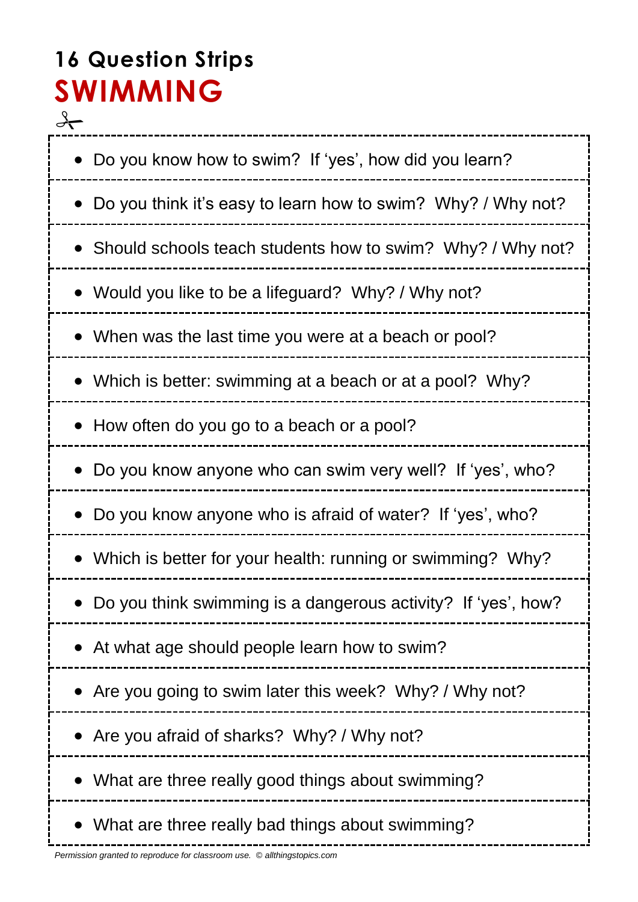## 16 Question Strips

# SWIMMING

- Do you know how to swim? If 'yes', how did you learn?
- Do you think it's easy to learn how to swim? Why? / Why not?
- Should schools teach students how to swim? Why? / Why not?
- Would you like to be a lifeguard? Why? / Why not?
- When was the last time you were at a beach or pool?
- Which is better: swimming at a beach or at a pool? Why?
- How often do you go to a beach or a pool?
- Do you know anyone who can swim very well? If 'yes', who?
- Do you know anyone who is afraid of water? If 'yes', who?
- Which is better for your health: running or swimming? Why?
- Do you think swimming is a dangerous activity? If 'yes', how?
- At what age should people learn how to swim?
- Are you going to swim later this week? Why? / Why not?
- Are you afraid of sharks? Why? / Why not?
- What are three really good things about swimming?
- What are three really bad things about swimming?

*Permission granted to reproduce for classroom use. © allthingstopics.com*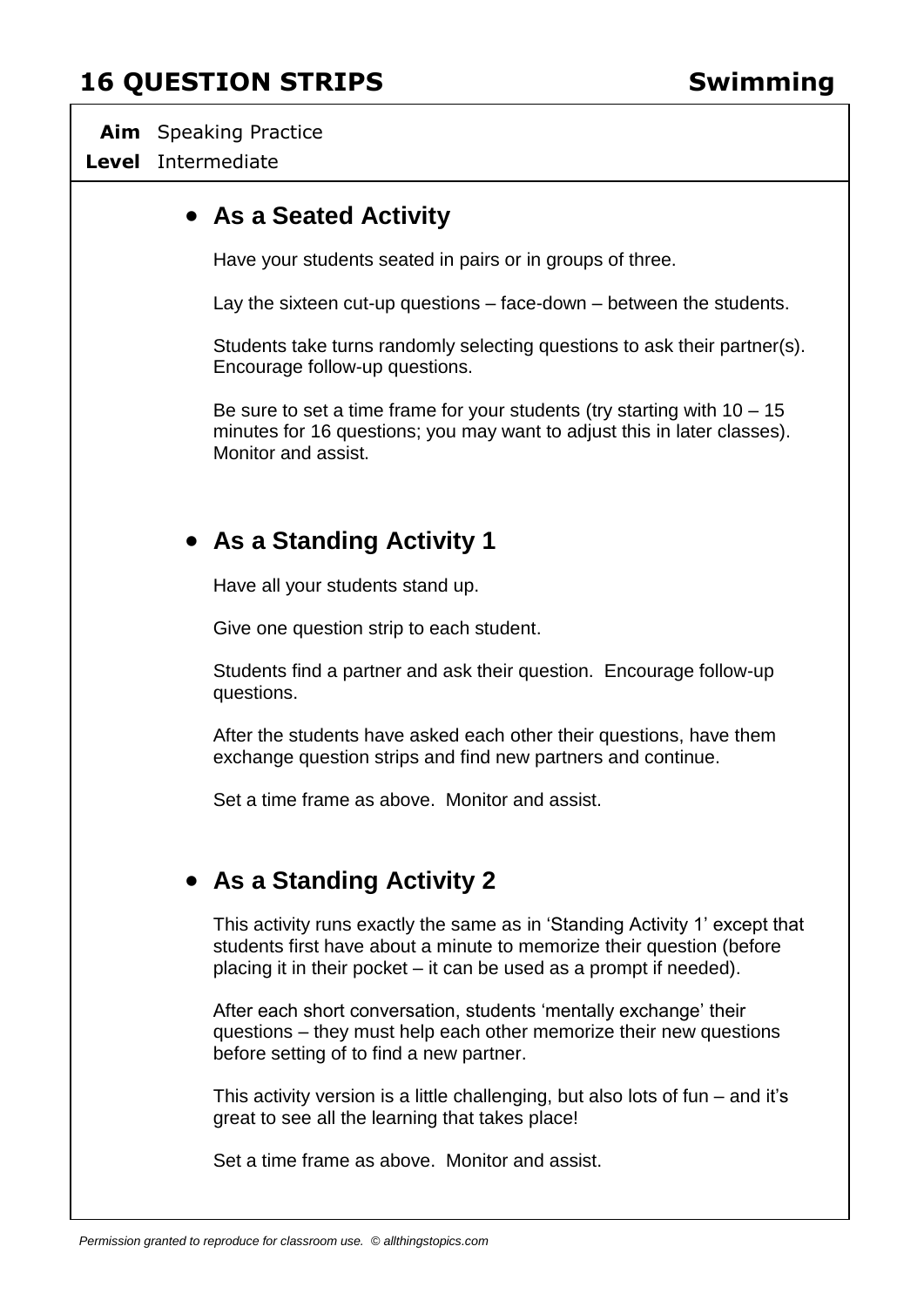# 16 QUESTION STRIPS — Swimming

**Aim** Speaking Practice
**Level** Intermediate

## • As a Seated Activity

Have your students seated in pairs or in groups of three.

Lay the sixteen cut-up questions – face-down – between the students.

Students take turns randomly selecting questions to ask their partner(s). Encourage follow-up questions.

Be sure to set a time frame for your students (try starting with 10 – 15 minutes for 16 questions; you may want to adjust this in later classes). Monitor and assist.

## • As a Standing Activity 1

Have all your students stand up.

Give one question strip to each student.

Students find a partner and ask their question. Encourage follow-up questions.

After the students have asked each other their questions, have them exchange question strips and find new partners and continue.

Set a time frame as above. Monitor and assist.

## • As a Standing Activity 2

This activity runs exactly the same as in 'Standing Activity 1' except that students first have about a minute to memorize their question (before placing it in their pocket – it can be used as a prompt if needed).

After each short conversation, students 'mentally exchange' their questions – they must help each other memorize their new questions before setting of to find a new partner.

This activity version is a little challenging, but also lots of fun – and it's great to see all the learning that takes place!

Set a time frame as above. Monitor and assist.

*Permission granted to reproduce for classroom use. © allthingstopics.com*